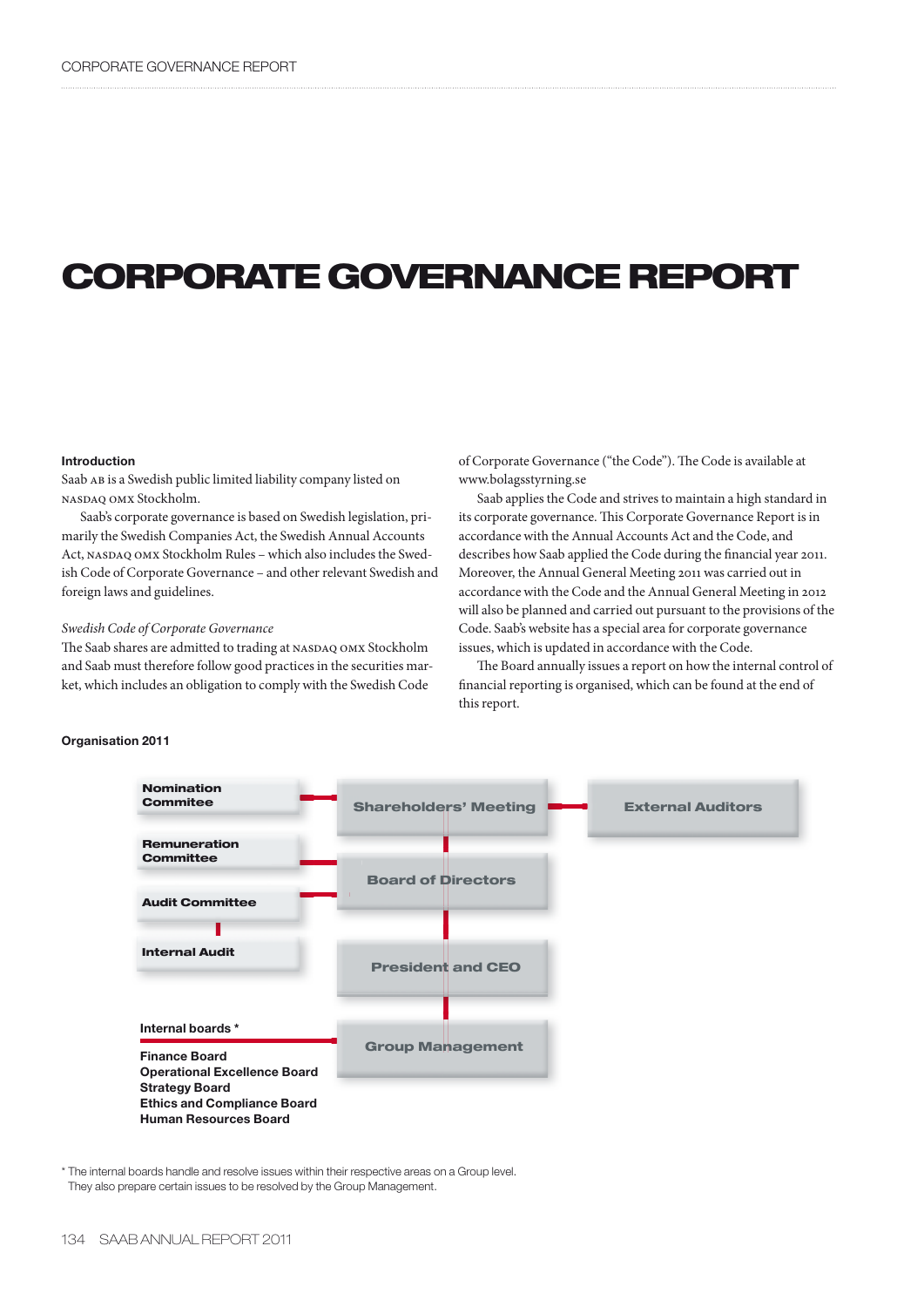# CORPORATE GOVERNANCE REPORT

**Introduction**

Saab AB is a Swedish public limited liability company listed on NASDAQ OMX Stockholm.

Saab's corporate governance is based on Swedish legislation, primarily the Swedish Companies Act, the Swedish Annual Accounts Act, NASDAQ OMX Stockholm Rules – which also includes the Swedish Code of Corporate Governance – and other relevant Swedish and foreign laws and guidelines.

*Swedish Code of Corporate Governance*

The Saab shares are admitted to trading at NASDAQ OMX Stockholm and Saab must therefore follow good practices in the securities market, which includes an obligation to comply with the Swedish Code of Corporate Governance ("the Code"). The Code is available at www.bolagsstyrning.se

Saab applies the Code and strives to maintain a high standard in its corporate governance. This Corporate Governance Report is in accordance with the Annual Accounts Act and the Code, and describes how Saab applied the Code during the financial year 2011. Moreover, the Annual General Meeting 2011 was carried out in accordance with the Code and the Annual General Meeting in 2012 will also be planned and carried out pursuant to the provisions of the Code. Saab's website has a special area for corporate governance issues, which is updated in accordance with the Code.

The Board annually issues a report on how the internal control of financial reporting is organised, which can be found at the end of this report.

**Organisation 2011**

Nomination Commitee

Remuneration Committee

Audit Committee

Internal Audit

Shareholders' Meeting

External Auditors

Board of Directors

President and CEO

Group Management

Internal boards *

Finance Board
Operational Excellence Board
Strategy Board
Ethics and Compliance Board
Human Resources Board

* The internal boards handle and resolve issues within their respective areas on a Group level. They also prepare certain issues to be resolved by the Group Management.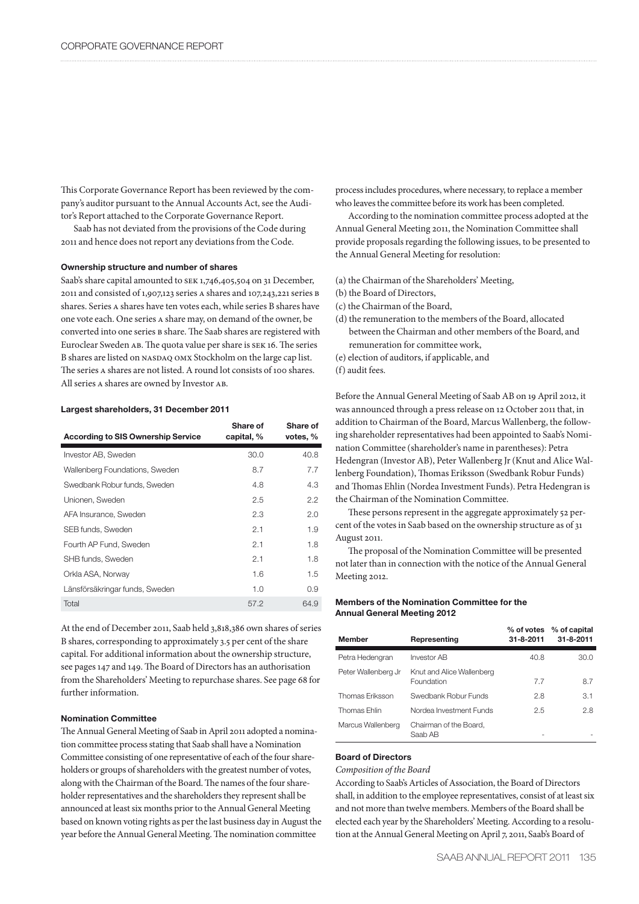This Corporate Governance Report has been reviewed by the company's auditor pursuant to the Annual Accounts Act, see the Auditor's Report attached to the Corporate Governance Report.

Saab has not deviated from the provisions of the Code during 2011 and hence does not report any deviations from the Code.

#### Ownership structure and number of shares

Saab's share capital amounted to SEK 1,746,405,504 on 31 December, 2011 and consisted of 1,907,123 series A shares and 107,243,221 series B shares. Series A shares have ten votes each, while series B shares have one vote each. One series A share may, on demand of the owner, be converted into one series B share. The Saab shares are registered with Euroclear Sweden AB. The quota value per share is SEK 16. The series B shares are listed on NASDAQ OMX Stockholm on the large cap list. The series A shares are not listed. A round lot consists of 100 shares. All series A shares are owned by Investor AB.

#### Largest shareholders, 31 December 2011

| According to SIS Ownership Service | Share of capital, % | Share of votes, % |
|---|---|---|
| Investor AB, Sweden | 30.0 | 40.8 |
| Wallenberg Foundations, Sweden | 8.7 | 7.7 |
| Swedbank Robur funds, Sweden | 4.8 | 4.3 |
| Unionen, Sweden | 2.5 | 2.2 |
| AFA Insurance, Sweden | 2.3 | 2.0 |
| SEB funds, Sweden | 2.1 | 1.9 |
| Fourth AP Fund, Sweden | 2.1 | 1.8 |
| SHB funds, Sweden | 2.1 | 1.8 |
| Orkla ASA, Norway | 1.6 | 1.5 |
| Länsförsäkringar funds, Sweden | 1.0 | 0.9 |
| Total | 57.2 | 64.9 |

At the end of December 2011, Saab held 3,818,386 own shares of series B shares, corresponding to approximately 3.5 per cent of the share capital. For additional information about the ownership structure, see pages 147 and 149. The Board of Directors has an authorisation from the Shareholders' Meeting to repurchase shares. See page 68 for further information.

#### Nomination Committee

The Annual General Meeting of Saab in April 2011 adopted a nomination committee process stating that Saab shall have a Nomination Committee consisting of one representative of each of the four shareholders or groups of shareholders with the greatest number of votes, along with the Chairman of the Board. The names of the four shareholder representatives and the shareholders they represent shall be announced at least six months prior to the Annual General Meeting based on known voting rights as per the last business day in August the year before the Annual General Meeting. The nomination committee process includes procedures, where necessary, to replace a member who leaves the committee before its work has been completed.

According to the nomination committee process adopted at the Annual General Meeting 2011, the Nomination Committee shall provide proposals regarding the following issues, to be presented to the Annual General Meeting for resolution:

(a) the Chairman of the Shareholders' Meeting,
(b) the Board of Directors,
(c) the Chairman of the Board,
(d) the remuneration to the members of the Board, allocated between the Chairman and other members of the Board, and remuneration for committee work,
(e) election of auditors, if applicable, and
(f) audit fees.

Before the Annual General Meeting of Saab AB on 19 April 2012, it was announced through a press release on 12 October 2011 that, in addition to Chairman of the Board, Marcus Wallenberg, the following shareholder representatives had been appointed to Saab's Nomination Committee (shareholder's name in parentheses): Petra Hedengran (Investor AB), Peter Wallenberg Jr (Knut and Alice Wallenberg Foundation), Thomas Eriksson (Swedbank Robur Funds) and Thomas Ehlin (Nordea Investment Funds). Petra Hedengran is the Chairman of the Nomination Committee.

These persons represent in the aggregate approximately 52 percent of the votes in Saab based on the ownership structure as of 31 August 2011.

The proposal of the Nomination Committee will be presented not later than in connection with the notice of the Annual General Meeting 2012.

#### Members of the Nomination Committee for the Annual General Meeting 2012

| Member | Representing | % of votes 31-8-2011 | % of capital 31-8-2011 |
|---|---|---|---|
| Petra Hedengran | Investor AB | 40.8 | 30.0 |
| Peter Wallenberg Jr | Knut and Alice Wallenberg Foundation | 7.7 | 8.7 |
| Thomas Eriksson | Swedbank Robur Funds | 2.8 | 3.1 |
| Thomas Ehlin | Nordea Investment Funds | 2.5 | 2.8 |
| Marcus Wallenberg | Chairman of the Board, Saab AB | - | - |

#### Board of Directors

*Composition of the Board*

According to Saab's Articles of Association, the Board of Directors shall, in addition to the employee representatives, consist of at least six and not more than twelve members. Members of the Board shall be elected each year by the Shareholders' Meeting. According to a resolution at the Annual General Meeting on April 7, 2011, Saab's Board of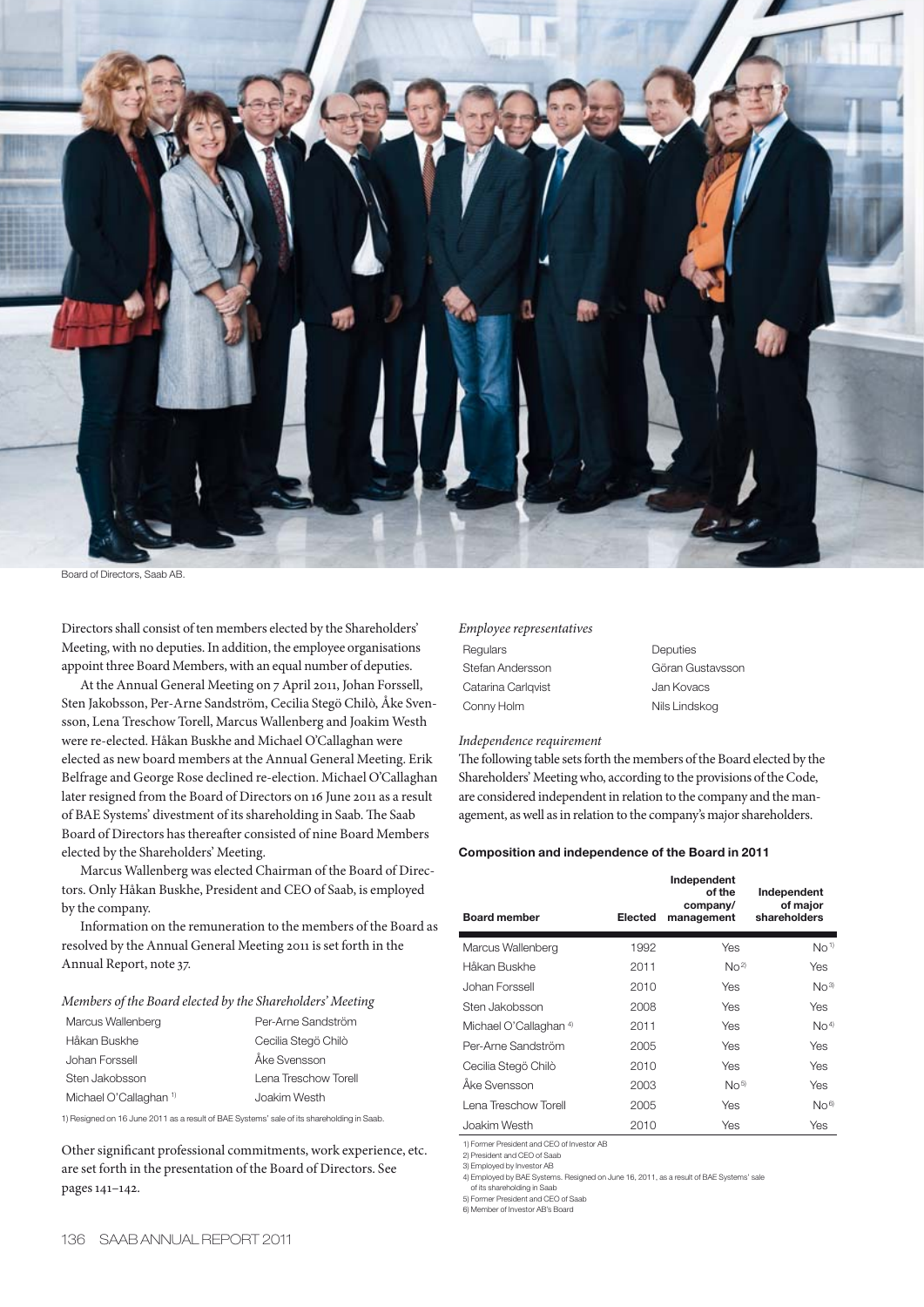Board of Directors, Saab AB.

Directors shall consist of ten members elected by the Shareholders' Meeting, with no deputies. In addition, the employee organisations appoint three Board Members, with an equal number of deputies.

At the Annual General Meeting on 7 April 2011, Johan Forssell, Sten Jakobsson, Per-Arne Sandström, Cecilia Stegö Chilò, Åke Svensson, Lena Treschow Torell, Marcus Wallenberg and Joakim Westh were re-elected. Håkan Buskhe and Michael O'Callaghan were elected as new board members at the Annual General Meeting. Erik Belfrage and George Rose declined re-election. Michael O'Callaghan later resigned from the Board of Directors on 16 June 2011 as a result of BAE Systems' divestment of its shareholding in Saab. The Saab Board of Directors has thereafter consisted of nine Board Members elected by the Shareholders' Meeting.

Marcus Wallenberg was elected Chairman of the Board of Directors. Only Håkan Buskhe, President and CEO of Saab, is employed by the company.

Information on the remuneration to the members of the Board as resolved by the Annual General Meeting 2011 is set forth in the Annual Report, note 37.

*Members of the Board elected by the Shareholders' Meeting*

| | |
|---|---|
| Marcus Wallenberg | Per-Arne Sandström |
| Håkan Buskhe | Cecilia Stegö Chilò |
| Johan Forssell | Åke Svensson |
| Sten Jakobsson | Lena Treschow Torell |
| Michael O'Callaghan [1] | Joakim Westh |

1) Resigned on 16 June 2011 as a result of BAE Systems' sale of its shareholding in Saab.

Other significant professional commitments, work experience, etc. are set forth in the presentation of the Board of Directors. See pages 141–142.

*Employee representatives*

| Regulars | Deputies |
|---|---|
| Stefan Andersson | Göran Gustavsson |
| Catarina Carlqvist | Jan Kovacs |
| Conny Holm | Nils Lindskog |

*Independence requirement*

The following table sets forth the members of the Board elected by the Shareholders' Meeting who, according to the provisions of the Code, are considered independent in relation to the company and the management, as well as in relation to the company's major shareholders.

#### Composition and independence of the Board in 2011

| Board member | Elected | Independent of the company/ management | Independent of major shareholders |
|---|---|---|---|
| Marcus Wallenberg | 1992 | Yes | No [1] |
| Håkan Buskhe | 2011 | No [2] | Yes |
| Johan Forssell | 2010 | Yes | No [3] |
| Sten Jakobsson | 2008 | Yes | Yes |
| Michael O'Callaghan [4] | 2011 | Yes | No [4] |
| Per-Arne Sandström | 2005 | Yes | Yes |
| Cecilia Stegö Chilò | 2010 | Yes | Yes |
| Åke Svensson | 2003 | No [5] | Yes |
| Lena Treschow Torell | 2005 | Yes | No [6] |
| Joakim Westh | 2010 | Yes | Yes |

1) Former President and CEO of Investor AB
2) President and CEO of Saab
3) Employed by Investor AB
4) Employed by BAE Systems. Resigned on June 16, 2011, as a result of BAE Systems' sale of its shareholding in Saab
5) Former President and CEO of Saab
6) Member of Investor AB's Board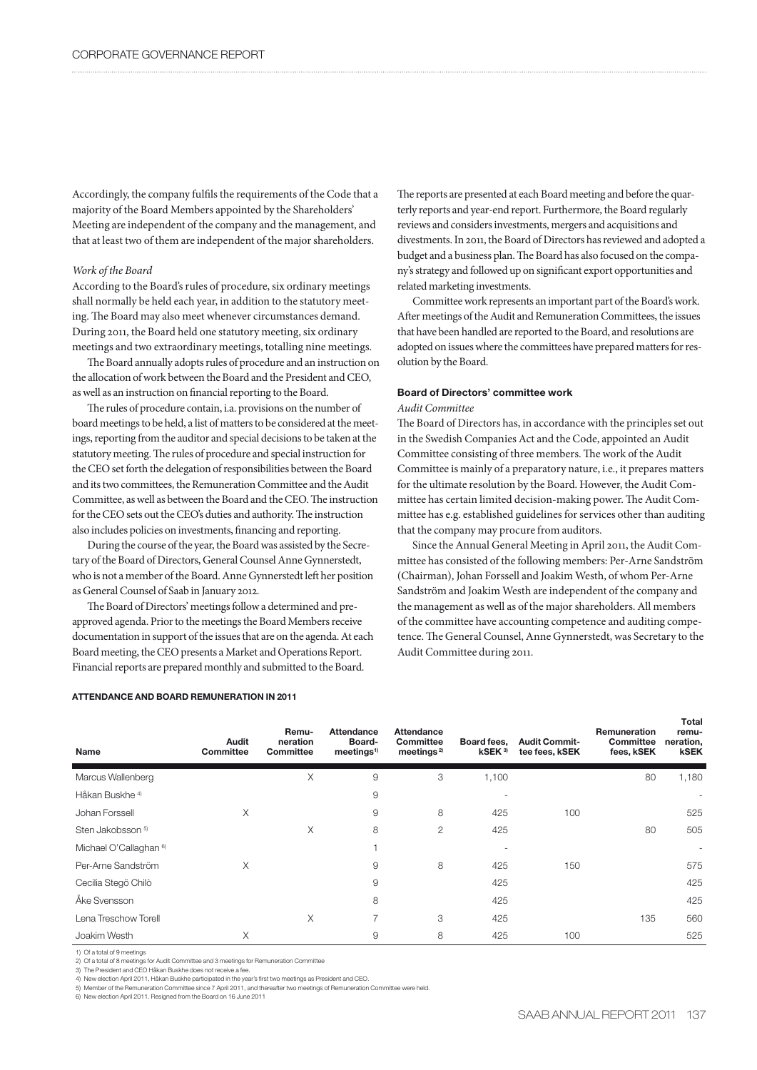Accordingly, the company fulfils the requirements of the Code that a majority of the Board Members appointed by the Shareholders' Meeting are independent of the company and the management, and that at least two of them are independent of the major shareholders.

*Work of the Board*

According to the Board's rules of procedure, six ordinary meetings shall normally be held each year, in addition to the statutory meeting. The Board may also meet whenever circumstances demand. During 2011, the Board held one statutory meeting, six ordinary meetings and two extraordinary meetings, totalling nine meetings.

The Board annually adopts rules of procedure and an instruction on the allocation of work between the Board and the President and CEO, as well as an instruction on financial reporting to the Board.

The rules of procedure contain, i.a. provisions on the number of board meetings to be held, a list of matters to be considered at the meetings, reporting from the auditor and special decisions to be taken at the statutory meeting. The rules of procedure and special instruction for the CEO set forth the delegation of responsibilities between the Board and its two committees, the Remuneration Committee and the Audit Committee, as well as between the Board and the CEO. The instruction for the CEO sets out the CEO's duties and authority. The instruction also includes policies on investments, financing and reporting.

During the course of the year, the Board was assisted by the Secretary of the Board of Directors, General Counsel Anne Gynnerstedt, who is not a member of the Board. Anne Gynnerstedt left her position as General Counsel of Saab in January 2012.

The Board of Directors' meetings follow a determined and pre-approved agenda. Prior to the meetings the Board Members receive documentation in support of the issues that are on the agenda. At each Board meeting, the CEO presents a Market and Operations Report. Financial reports are prepared monthly and submitted to the Board. The reports are presented at each Board meeting and before the quarterly reports and year-end report. Furthermore, the Board regularly reviews and considers investments, mergers and acquisitions and divestments. In 2011, the Board of Directors has reviewed and adopted a budget and a business plan. The Board has also focused on the company's strategy and followed up on significant export opportunities and related marketing investments.

Committee work represents an important part of the Board's work. After meetings of the Audit and Remuneration Committees, the issues that have been handled are reported to the Board, and resolutions are adopted on issues where the committees have prepared matters for resolution by the Board.

### Board of Directors' committee work

*Audit Committee*

The Board of Directors has, in accordance with the principles set out in the Swedish Companies Act and the Code, appointed an Audit Committee consisting of three members. The work of the Audit Committee is mainly of a preparatory nature, i.e., it prepares matters for the ultimate resolution by the Board. However, the Audit Committee has certain limited decision-making power. The Audit Committee has e.g. established guidelines for services other than auditing that the company may procure from auditors.

Since the Annual General Meeting in April 2011, the Audit Committee has consisted of the following members: Per-Arne Sandström (Chairman), Johan Forssell and Joakim Westh, of whom Per-Arne Sandström and Joakim Westh are independent of the company and the management as well as of the major shareholders. All members of the committee have accounting competence and auditing competence. The General Counsel, Anne Gynnerstedt, was Secretary to the Audit Committee during 2011.

#### ATTENDANCE AND BOARD REMUNERATION IN 2011

| Name | Audit Committee | Remuneration Committee | Attendance Board-meetings 1) | Attendance Committee meetings 2) | Board fees, kSEK 3) | Audit Committee fees, kSEK | Remuneration Committee fees, kSEK | Total remuneration, kSEK |
|---|---|---|---|---|---|---|---|---|
| Marcus Wallenberg | | X | 9 | 3 | 1,100 | | 80 | 1,180 |
| Håkan Buskhe 4) | | | 9 | | - | | | - |
| Johan Forssell | X | | 9 | 8 | 425 | 100 | | 525 |
| Sten Jakobsson 5) | | X | 8 | 2 | 425 | | 80 | 505 |
| Michael O'Callaghan 6) | | | 1 | | - | | | - |
| Per-Arne Sandström | X | | 9 | 8 | 425 | 150 | | 575 |
| Cecilia Stegö Chilò | | | 9 | | 425 | | | 425 |
| Åke Svensson | | | 8 | | 425 | | | 425 |
| Lena Treschow Torell | | X | 7 | 3 | 425 | | 135 | 560 |
| Joakim Westh | X | | 9 | 8 | 425 | 100 | | 525 |

1) Of a total of 9 meetings
2) Of a total of 8 meetings for Audit Committee and 3 meetings for Remuneration Committee
3) The President and CEO Håkan Buskhe does not receive a fee.
4) New election April 2011, Håkan Buskhe participated in the year's first two meetings as President and CEO.
5) Member of the Remuneration Committee since 7 April 2011, and thereafter two meetings of Remuneration Committee were held.
6) New election April 2011. Resigned from the Board on 16 June 2011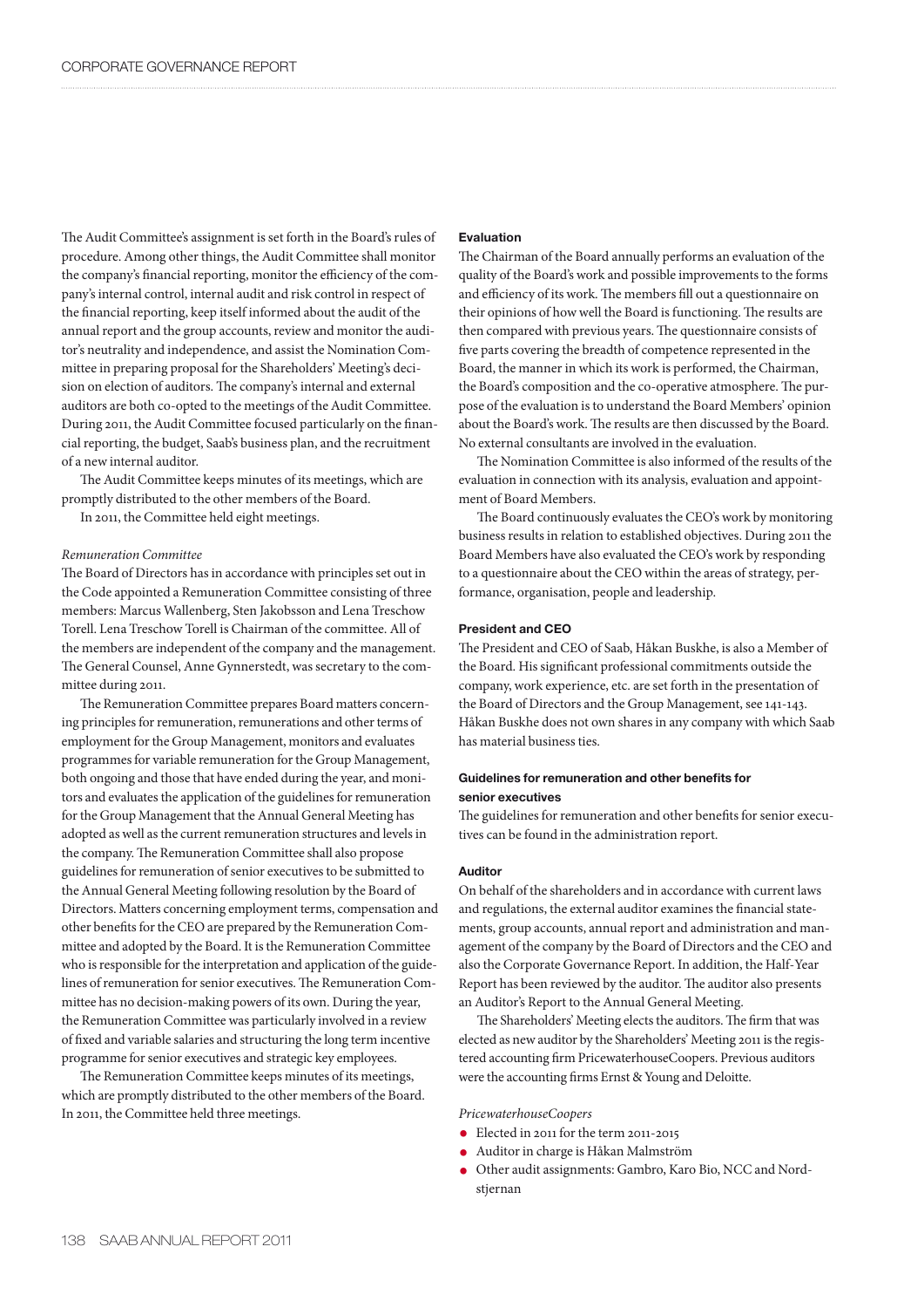The Audit Committee's assignment is set forth in the Board's rules of procedure. Among other things, the Audit Committee shall monitor the company's financial reporting, monitor the efficiency of the company's internal control, internal audit and risk control in respect of the financial reporting, keep itself informed about the audit of the annual report and the group accounts, review and monitor the auditor's neutrality and independence, and assist the Nomination Committee in preparing proposal for the Shareholders' Meeting's decision on election of auditors. The company's internal and external auditors are both co-opted to the meetings of the Audit Committee. During 2011, the Audit Committee focused particularly on the financial reporting, the budget, Saab's business plan, and the recruitment of a new internal auditor.

The Audit Committee keeps minutes of its meetings, which are promptly distributed to the other members of the Board.

In 2011, the Committee held eight meetings.

*Remuneration Committee*

The Board of Directors has in accordance with principles set out in the Code appointed a Remuneration Committee consisting of three members: Marcus Wallenberg, Sten Jakobsson and Lena Treschow Torell. Lena Treschow Torell is Chairman of the committee. All of the members are independent of the company and the management. The General Counsel, Anne Gynnerstedt, was secretary to the committee during 2011.

The Remuneration Committee prepares Board matters concerning principles for remuneration, remunerations and other terms of employment for the Group Management, monitors and evaluates programmes for variable remuneration for the Group Management, both ongoing and those that have ended during the year, and monitors and evaluates the application of the guidelines for remuneration for the Group Management that the Annual General Meeting has adopted as well as the current remuneration structures and levels in the company. The Remuneration Committee shall also propose guidelines for remuneration of senior executives to be submitted to the Annual General Meeting following resolution by the Board of Directors. Matters concerning employment terms, compensation and other benefits for the CEO are prepared by the Remuneration Committee and adopted by the Board. It is the Remuneration Committee who is responsible for the interpretation and application of the guidelines of remuneration for senior executives. The Remuneration Committee has no decision-making powers of its own. During the year, the Remuneration Committee was particularly involved in a review of fixed and variable salaries and structuring the long term incentive programme for senior executives and strategic key employees.

The Remuneration Committee keeps minutes of its meetings, which are promptly distributed to the other members of the Board. In 2011, the Committee held three meetings.

#### Evaluation

The Chairman of the Board annually performs an evaluation of the quality of the Board's work and possible improvements to the forms and efficiency of its work. The members fill out a questionnaire on their opinions of how well the Board is functioning. The results are then compared with previous years. The questionnaire consists of five parts covering the breadth of competence represented in the Board, the manner in which its work is performed, the Chairman, the Board's composition and the co-operative atmosphere. The purpose of the evaluation is to understand the Board Members' opinion about the Board's work. The results are then discussed by the Board. No external consultants are involved in the evaluation.

The Nomination Committee is also informed of the results of the evaluation in connection with its analysis, evaluation and appointment of Board Members.

The Board continuously evaluates the CEO's work by monitoring business results in relation to established objectives. During 2011 the Board Members have also evaluated the CEO's work by responding to a questionnaire about the CEO within the areas of strategy, performance, organisation, people and leadership.

#### President and CEO

The President and CEO of Saab, Håkan Buskhe, is also a Member of the Board. His significant professional commitments outside the company, work experience, etc. are set forth in the presentation of the Board of Directors and the Group Management, see 141-143. Håkan Buskhe does not own shares in any company with which Saab has material business ties.

#### Guidelines for remuneration and other benefits for senior executives

The guidelines for remuneration and other benefits for senior executives can be found in the administration report.

#### Auditor

On behalf of the shareholders and in accordance with current laws and regulations, the external auditor examines the financial statements, group accounts, annual report and administration and management of the company by the Board of Directors and the CEO and also the Corporate Governance Report. In addition, the Half-Year Report has been reviewed by the auditor. The auditor also presents an Auditor's Report to the Annual General Meeting.

The Shareholders' Meeting elects the auditors. The firm that was elected as new auditor by the Shareholders' Meeting 2011 is the registered accounting firm PricewaterhouseCoopers. Previous auditors were the accounting firms Ernst & Young and Deloitte.

*PricewaterhouseCoopers*

- Elected in 2011 for the term 2011-2015
- Auditor in charge is Håkan Malmström
- Other audit assignments: Gambro, Karo Bio, NCC and Nordstjernan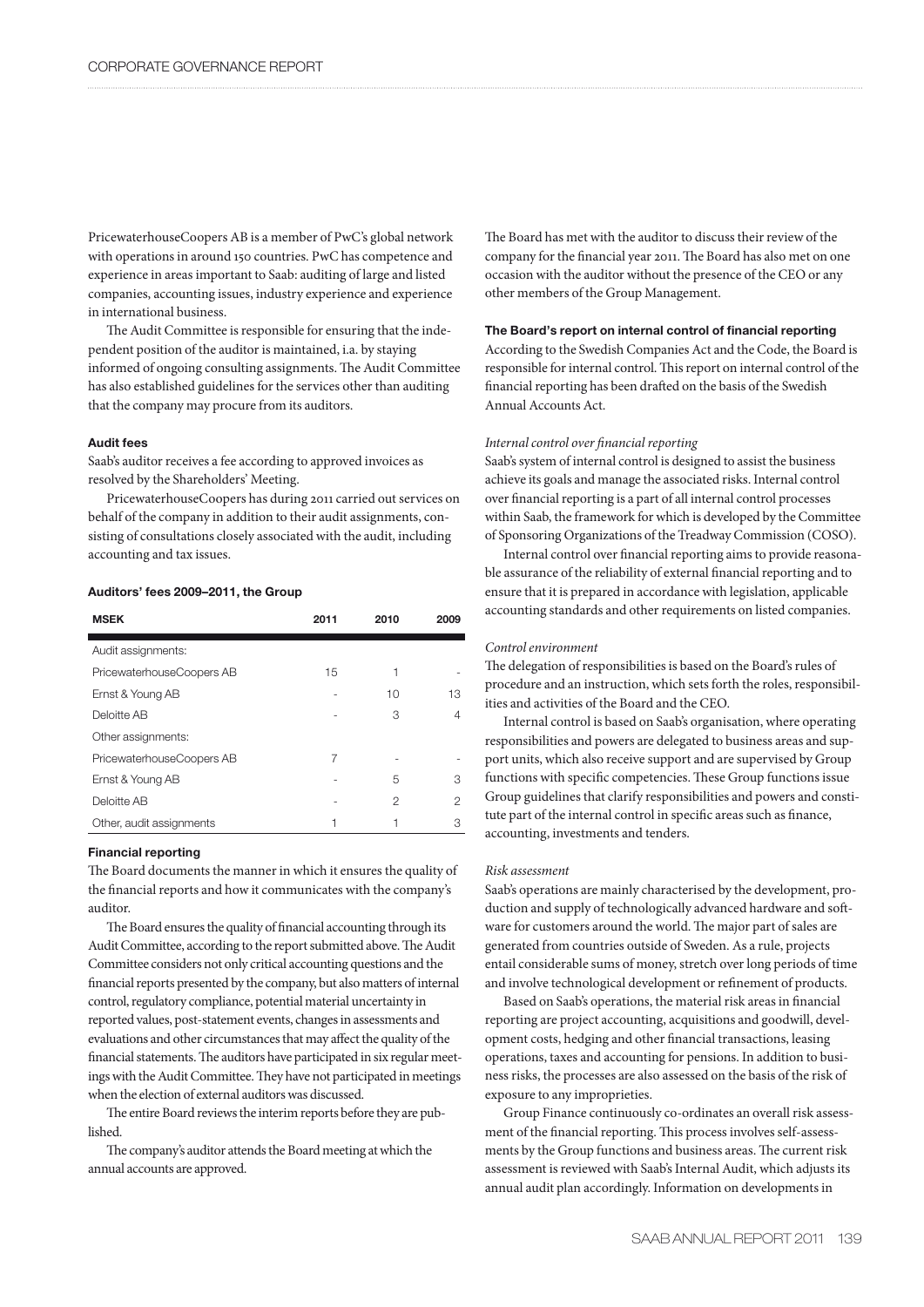PricewaterhouseCoopers AB is a member of PwC's global network with operations in around 150 countries. PwC has competence and experience in areas important to Saab: auditing of large and listed companies, accounting issues, industry experience and experience in international business.

The Audit Committee is responsible for ensuring that the independent position of the auditor is maintained, i.a. by staying informed of ongoing consulting assignments. The Audit Committee has also established guidelines for the services other than auditing that the company may procure from its auditors.

### Audit fees

Saab's auditor receives a fee according to approved invoices as resolved by the Shareholders' Meeting.

PricewaterhouseCoopers has during 2011 carried out services on behalf of the company in addition to their audit assignments, consisting of consultations closely associated with the audit, including accounting and tax issues.

#### Auditors' fees 2009–2011, the Group

| MSEK | 2011 | 2010 | 2009 |
| --- | --- | --- | --- |
| Audit assignments: | | | |
| PricewaterhouseCoopers AB | 15 | 1 | - |
| Ernst & Young AB | - | 10 | 13 |
| Deloitte AB | - | 3 | 4 |
| Other assignments: | | | |
| PricewaterhouseCoopers AB | 7 | - | - |
| Ernst & Young AB | - | 5 | 3 |
| Deloitte AB | - | 2 | 2 |
| Other, audit assignments | 1 | 1 | 3 |

### Financial reporting

The Board documents the manner in which it ensures the quality of the financial reports and how it communicates with the company's auditor.

The Board ensures the quality of financial accounting through its Audit Committee, according to the report submitted above. The Audit Committee considers not only critical accounting questions and the financial reports presented by the company, but also matters of internal control, regulatory compliance, potential material uncertainty in reported values, post-statement events, changes in assessments and evaluations and other circumstances that may affect the quality of the financial statements. The auditors have participated in six regular meetings with the Audit Committee. They have not participated in meetings when the election of external auditors was discussed.

The entire Board reviews the interim reports before they are published.

The company's auditor attends the Board meeting at which the annual accounts are approved.

The Board has met with the auditor to discuss their review of the company for the financial year 2011. The Board has also met on one occasion with the auditor without the presence of the CEO or any other members of the Group Management.

### The Board's report on internal control of financial reporting

According to the Swedish Companies Act and the Code, the Board is responsible for internal control. This report on internal control of the financial reporting has been drafted on the basis of the Swedish Annual Accounts Act.

*Internal control over financial reporting*

Saab's system of internal control is designed to assist the business achieve its goals and manage the associated risks. Internal control over financial reporting is a part of all internal control processes within Saab, the framework for which is developed by the Committee of Sponsoring Organizations of the Treadway Commission (COSO).

Internal control over financial reporting aims to provide reasonable assurance of the reliability of external financial reporting and to ensure that it is prepared in accordance with legislation, applicable accounting standards and other requirements on listed companies.

*Control environment*

The delegation of responsibilities is based on the Board's rules of procedure and an instruction, which sets forth the roles, responsibilities and activities of the Board and the CEO.

Internal control is based on Saab's organisation, where operating responsibilities and powers are delegated to business areas and support units, which also receive support and are supervised by Group functions with specific competencies. These Group functions issue Group guidelines that clarify responsibilities and powers and constitute part of the internal control in specific areas such as finance, accounting, investments and tenders.

*Risk assessment*

Saab's operations are mainly characterised by the development, production and supply of technologically advanced hardware and software for customers around the world. The major part of sales are generated from countries outside of Sweden. As a rule, projects entail considerable sums of money, stretch over long periods of time and involve technological development or refinement of products.

Based on Saab's operations, the material risk areas in financial reporting are project accounting, acquisitions and goodwill, development costs, hedging and other financial transactions, leasing operations, taxes and accounting for pensions. In addition to business risks, the processes are also assessed on the basis of the risk of exposure to any improprieties.

Group Finance continuously co-ordinates an overall risk assessment of the financial reporting. This process involves self-assessments by the Group functions and business areas. The current risk assessment is reviewed with Saab's Internal Audit, which adjusts its annual audit plan accordingly. Information on developments in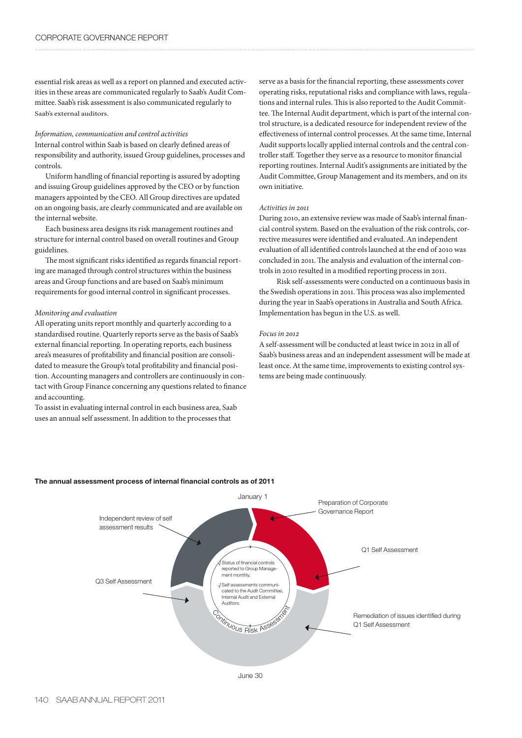essential risk areas as well as a report on planned and executed activities in these areas are communicated regularly to Saab's Audit Committee. Saab's risk assessment is also communicated regularly to Saab's external auditors.

*Information, communication and control activities*

Internal control within Saab is based on clearly defined areas of responsibility and authority, issued Group guidelines, processes and controls.

Uniform handling of financial reporting is assured by adopting and issuing Group guidelines approved by the CEO or by function managers appointed by the CEO. All Group directives are updated on an ongoing basis, are clearly communicated and are available on the internal website.

Each business area designs its risk management routines and structure for internal control based on overall routines and Group guidelines.

The most significant risks identified as regards financial reporting are managed through control structures within the business areas and Group functions and are based on Saab's minimum requirements for good internal control in significant processes.

*Monitoring and evaluation*

All operating units report monthly and quarterly according to a standardised routine. Quarterly reports serve as the basis of Saab's external financial reporting. In operating reports, each business area's measures of profitability and financial position are consolidated to measure the Group's total profitability and financial position. Accounting managers and controllers are continuously in contact with Group Finance concerning any questions related to finance and accounting.

To assist in evaluating internal control in each business area, Saab uses an annual self assessment. In addition to the processes that serve as a basis for the financial reporting, these assessments cover operating risks, reputational risks and compliance with laws, regulations and internal rules. This is also reported to the Audit Committee. The Internal Audit department, which is part of the internal control structure, is a dedicated resource for independent review of the effectiveness of internal control processes. At the same time, Internal Audit supports locally applied internal controls and the central controller staff. Together they serve as a resource to monitor financial reporting routines. Internal Audit's assignments are initiated by the Audit Committee, Group Management and its members, and on its own initiative.

*Activities in 2011*

During 2010, an extensive review was made of Saab's internal financial control system. Based on the evaluation of the risk controls, corrective measures were identified and evaluated. An independent evaluation of all identified controls launched at the end of 2010 was concluded in 2011. The analysis and evaluation of the internal controls in 2010 resulted in a modified reporting process in 2011.

Risk self-assessments were conducted on a continuous basis in the Swedish operations in 2011. This process was also implemented during the year in Saab's operations in Australia and South Africa. Implementation has begun in the U.S. as well.

*Focus in 2012*

A self-assessment will be conducted at least twice in 2012 in all of Saab's business areas and an independent assessment will be made at least once. At the same time, improvements to existing control systems are being made continuously.

**The annual assessment process of internal financial controls as of 2011**

January 1

Preparation of Corporate Governance Report

Q1 Self Assessment

Remediation of issues identified during Q1 Self Assessment

June 30

Q3 Self Assessment

Independent review of self assessment results

√ Status of financial controls reported to Group Management monthly.

√ Self assessments communicated to the Audit Committee, Internal Audit and External Auditors.

Continuous Risk Assessment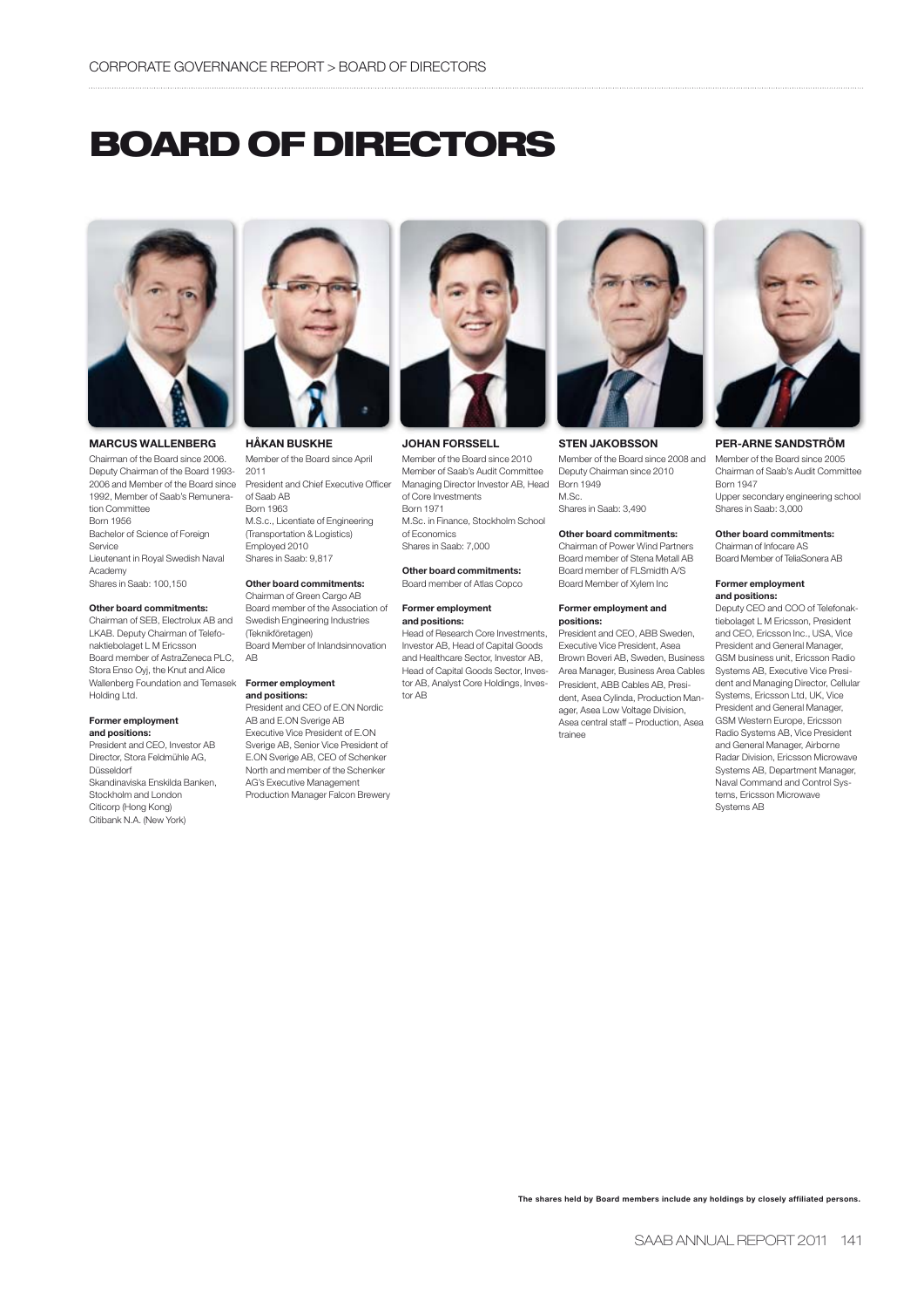# BOARD OF DIRECTORS

### MARCUS WALLENBERG

Chairman of the Board since 2006. Deputy Chairman of the Board 1993-2006 and Member of the Board since 1992, Member of Saab's Remuneration Committee
Born 1956
Bachelor of Science of Foreign Service
Lieutenant in Royal Swedish Naval Academy
Shares in Saab: 100,150

**Other board commitments:**
Chairman of SEB, Electrolux AB and LKAB. Deputy Chairman of Telefonaktiebolaget L M Ericsson
Board member of AstraZeneca PLC, Stora Enso Oyj, the Knut and Alice Wallenberg Foundation and Temasek Holding Ltd.

**Former employment and positions:**
President and CEO, Investor AB
Director, Stora Feldmühle AG, Düsseldorf
Skandinaviska Enskilda Banken, Stockholm and London
Citicorp (Hong Kong)
Citibank N.A. (New York)

### HÅKAN BUSKHE

Member of the Board since April 2011
President and Chief Executive Officer of Saab AB
Born 1963
M.S.c., Licentiate of Engineering (Transportation & Logistics)
Employed 2010
Shares in Saab: 9,817

**Other board commitments:**
Chairman of Green Cargo AB
Board member of the Association of Swedish Engineering Industries (Teknikföretagen)
Board Member of Inlandsinnovation AB

**Former employment and positions:**
President and CEO of E.ON Nordic AB and E.ON Sverige AB
Executive Vice President of E.ON Sverige AB, Senior Vice President of E.ON Sverige AB, CEO of Schenker North and member of the Schenker AG's Executive Management
Production Manager Falcon Brewery

### JOHAN FORSSELL

Member of the Board since 2010
Member of Saab's Audit Committee
Managing Director Investor AB, Head of Core Investments
Born 1971
M.Sc. in Finance, Stockholm School of Economics
Shares in Saab: 7,000

**Other board commitments:**
Board member of Atlas Copco

**Former employment and positions:**
Head of Research Core Investments, Investor AB, Head of Capital Goods and Healthcare Sector, Investor AB, Head of Capital Goods Sector, Investor AB, Analyst Core Holdings, Investor AB

### STEN JAKOBSSON

Member of the Board since 2008 and Deputy Chairman since 2010
Born 1949
M.Sc.
Shares in Saab: 3,490

**Other board commitments:**
Chairman of Power Wind Partners
Board member of Stena Metall AB
Board member of FLSmidth A/S
Board Member of Xylem Inc

**Former employment and positions:**
President and CEO, ABB Sweden, Executive Vice President, Asea Brown Boveri AB, Sweden, Business Area Manager, Business Area Cables President, ABB Cables AB, President, Asea Cylinda, Production Manager, Asea Low Voltage Division, Asea central staff – Production, Asea trainee

### PER-ARNE SANDSTRÖM

Member of the Board since 2005
Chairman of Saab's Audit Committee
Born 1947
Upper secondary engineering school
Shares in Saab: 3,000

**Other board commitments:**
Chairman of Infocare AS
Board Member of TeliaSonera AB

**Former employment and positions:**
Deputy CEO and COO of Telefonaktiebolaget L M Ericsson, President and CEO, Ericsson Inc., USA, Vice President and General Manager, GSM business unit, Ericsson Radio Systems AB, Executive Vice President and Managing Director, Cellular Systems, Ericsson Ltd, UK, Vice President and General Manager, GSM Western Europe, Ericsson Radio Systems AB, Vice President and General Manager, Airborne Radar Division, Ericsson Microwave Systems AB, Department Manager, Naval Command and Control Systems, Ericsson Microwave Systems AB

**The shares held by Board members include any holdings by closely affiliated persons.**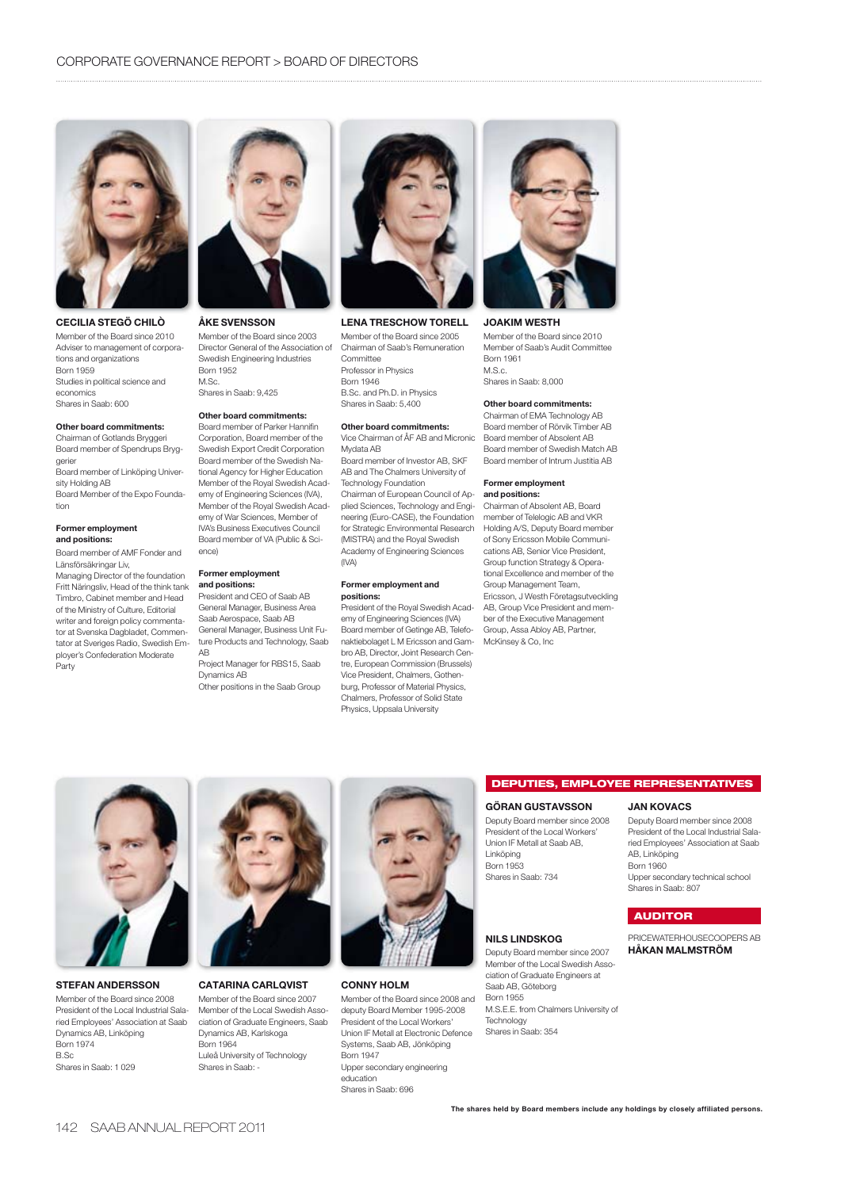## CECILIA STEGÖ CHILÒ

Member of the Board since 2010
Adviser to management of corporations and organizations
Born 1959
Studies in political science and economics
Shares in Saab: 600

**Other board commitments:**
Chairman of Gotlands Bryggeri
Board member of Spendrups Bryggerier
Board member of Linköping University Holding AB
Board Member of the Expo Foundation

**Former employment and positions:**
Board member of AMF Fonder and Länsförsäkringar Liv,
Managing Director of the foundation Fritt Näringsliv, Head of the think tank Timbro, Cabinet member and Head of the Ministry of Culture, Editorial writer and foreign policy commentator at Svenska Dagbladet, Commentator at Sveriges Radio, Swedish Employer's Confederation Moderate Party

## ÅKE SVENSSON

Member of the Board since 2003
Director General of the Association of Swedish Engineering Industries
Born 1952
M.Sc.
Shares in Saab: 9,425

**Other board commitments:**
Board member of Parker Hannifin Corporation, Board member of the Swedish Export Credit Corporation
Board member of the Swedish National Agency for Higher Education
Member of the Royal Swedish Academy of Engineering Sciences (IVA), Member of the Royal Swedish Academy of War Sciences, Member of IVA's Business Executives Council
Board member of VA (Public & Science)

**Former employment and positions:**
President and CEO of Saab AB
General Manager, Business Area Saab Aerospace, Saab AB
General Manager, Business Unit Future Products and Technology, Saab AB
Project Manager for RBS15, Saab Dynamics AB
Other positions in the Saab Group

## LENA TRESCHOW TORELL

Member of the Board since 2005
Chairman of Saab's Remuneration Committee
Professor in Physics
Born 1946
B.Sc. and Ph.D. in Physics
Shares in Saab: 5,400

**Other board commitments:**
Vice Chairman of ÅF AB and Micronic Mydata AB
Board member of Investor AB, SKF AB and The Chalmers University of Technology Foundation
Chairman of European Council of Applied Sciences, Technology and Engineering (Euro-CASE), the Foundation for Strategic Environmental Research (MISTRA) and the Royal Swedish Academy of Engineering Sciences (IVA)

**Former employment and positions:**
President of the Royal Swedish Academy of Engineering Sciences (IVA)
Board member of Getinge AB, Telefonaktiebolaget L M Ericsson and Gambro AB, Director, Joint Research Centre, European Commission (Brussels)
Vice President, Chalmers, Gothenburg, Professor of Material Physics, Chalmers, Professor of Solid State Physics, Uppsala University

## JOAKIM WESTH

Member of the Board since 2010
Member of Saab's Audit Committee
Born 1961
M.S.c.
Shares in Saab: 8,000

**Other board commitments:**
Chairman of EMA Technology AB
Board member of Rörvik Timber AB
Board member of Absolent AB
Board member of Swedish Match AB
Board member of Intrum Justitia AB

**Former employment and positions:**
Chairman of Absolent AB, Board member of Telelogic AB and VKR Holding A/S, Deputy Board member of Sony Ericsson Mobile Communications AB, Senior Vice President, Group function Strategy & Operational Excellence and member of the Group Management Team, Ericsson, J Westh Företagsutveckling AB, Group Vice President and member of the Executive Management Group, Assa Abloy AB, Partner, McKinsey & Co, Inc

## STEFAN ANDERSSON

Member of the Board since 2008
President of the Local Industrial Salaried Employees' Association at Saab Dynamics AB, Linköping
Born 1974
B.Sc
Shares in Saab: 1 029

## CATARINA CARLQVIST

Member of the Board since 2007
Member of the Local Swedish Association of Graduate Engineers, Saab Dynamics AB, Karlskoga
Born 1964
Luleå University of Technology
Shares in Saab: -

## CONNY HOLM

Member of the Board since 2008 and deputy Board Member 1995-2008
President of the Local Workers' Union IF Metall at Electronic Defence Systems, Saab AB, Jönköping
Born 1947
Upper secondary engineering education
Shares in Saab: 696

## DEPUTIES, EMPLOYEE REPRESENTATIVES

### GÖRAN GUSTAVSSON

Deputy Board member since 2008
President of the Local Workers' Union IF Metall at Saab AB, Linköping
Born 1953
Shares in Saab: 734

### JAN KOVACS

Deputy Board member since 2008
President of the Local Industrial Salaried Employees' Association at Saab AB, Linköping
Born 1960
Upper secondary technical school
Shares in Saab: 807

### NILS LINDSKOG

Deputy Board member since 2007
Member of the Local Swedish Association of Graduate Engineers at Saab AB, Göteborg
Born 1955
M.S.E.E. from Chalmers University of Technology
Shares in Saab: 354

## AUDITOR

PRICEWATERHOUSECOOPERS AB
**HÅKAN MALMSTRÖM**

**The shares held by Board members include any holdings by closely affiliated persons.**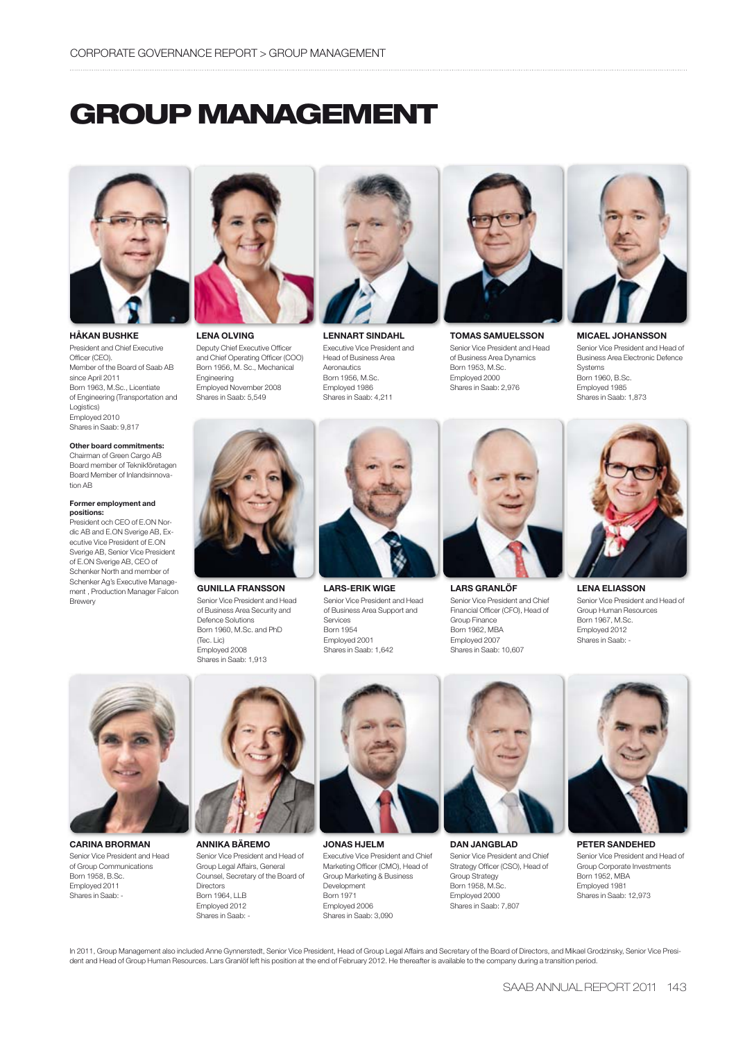# GROUP MANAGEMENT

**HÅKAN BUSHKE**
President and Chief Executive Officer (CEO).
Member of the Board of Saab AB since April 2011
Born 1963, M.Sc., Licentiate of Engineering (Transportation and Logistics)
Employed 2010
Shares in Saab: 9,817

**Other board commitments:**
Chairman of Green Cargo AB
Board member of Teknikföretagen
Board Member of Inlandsinnovation AB

**Former employment and positions:**
President och CEO of E.ON Nordic AB and E.ON Sverige AB, Executive Vice President of E.ON Sverige AB, Senior Vice President of E.ON Sverige AB, CEO of Schenker North and member of Schenker Ag's Executive Management , Production Manager Falcon Brewery

**LENA OLVING**
Deputy Chief Executive Officer and Chief Operating Officer (COO)
Born 1956, M. Sc., Mechanical Engineering
Employed November 2008
Shares in Saab: 5,549

**LENNART SINDAHL**
Executive Vice President and Head of Business Area Aeronautics
Born 1956, M.Sc.
Employed 1986
Shares in Saab: 4,211

**TOMAS SAMUELSSON**
Senior Vice President and Head of Business Area Dynamics
Born 1953, M.Sc.
Employed 2000
Shares in Saab: 2,976

**MICAEL JOHANSSON**
Senior Vice President and Head of Business Area Electronic Defence Systems
Born 1960, B.Sc.
Employed 1985
Shares in Saab: 1,873

**GUNILLA FRANSSON**
Senior Vice President and Head of Business Area Security and Defence Solutions
Born 1960, M.Sc. and PhD (Tec. Lic)
Employed 2008
Shares in Saab: 1,913

**LARS-ERIK WIGE**
Senior Vice President and Head of Business Area Support and Services
Born 1954
Employed 2001
Shares in Saab: 1,642

**LARS GRANLÖF**
Senior Vice President and Chief Financial Officer (CFO), Head of Group Finance
Born 1962, MBA
Employed 2007
Shares in Saab: 10,607

**LENA ELIASSON**
Senior Vice President and Head of Group Human Resources
Born 1967, M.Sc.
Employed 2012
Shares in Saab: -

**CARINA BRORMAN**
Senior Vice President and Head of Group Communications
Born 1958, B.Sc.
Employed 2011
Shares in Saab: -

**ANNIKA BÄREMO**
Senior Vice President and Head of Group Legal Affairs, General Counsel, Secretary of the Board of Directors
Born 1964, LLB
Employed 2012
Shares in Saab: -

**JONAS HJELM**
Executive Vice President and Chief Marketing Officer (CMO), Head of Group Marketing & Business Development
Born 1971
Employed 2006
Shares in Saab: 3,090

**DAN JANGBLAD**
Senior Vice President and Chief Strategy Officer (CSO), Head of Group Strategy
Born 1958, M.Sc.
Employed 2000
Shares in Saab: 7,807

**PETER SANDEHED**
Senior Vice President and Head of Group Corporate Investments
Born 1952, MBA
Employed 1981
Shares in Saab: 12,973

In 2011, Group Management also included Anne Gynnerstedt, Senior Vice President, Head of Group Legal Affairs and Secretary of the Board of Directors, and Mikael Grodzinsky, Senior Vice President and Head of Group Human Resources. Lars Granlöf left his position at the end of February 2012. He thereafter is available to the company during a transition period.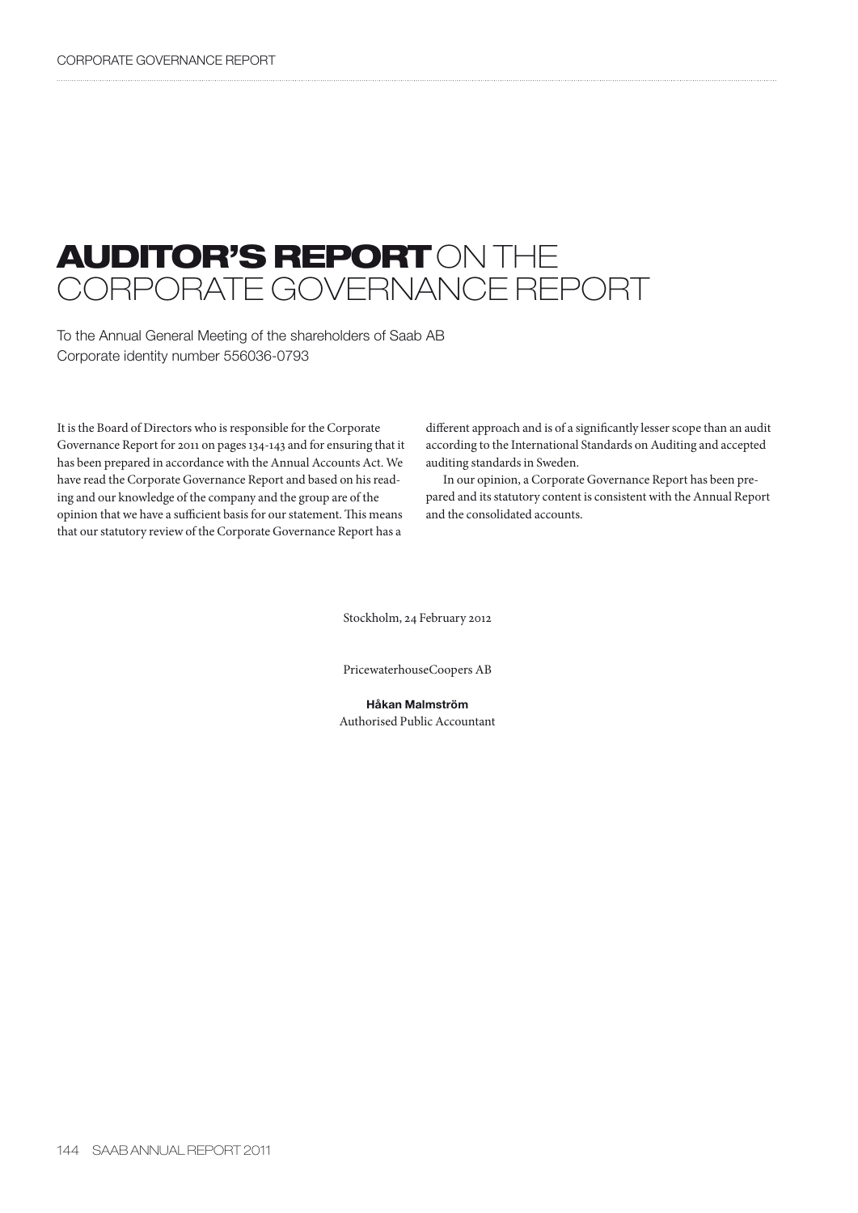# AUDITOR'S REPORT ON THE CORPORATE GOVERNANCE REPORT

To the Annual General Meeting of the shareholders of Saab AB
Corporate identity number 556036-0793

It is the Board of Directors who is responsible for the Corporate Governance Report for 2011 on pages 134-143 and for ensuring that it has been prepared in accordance with the Annual Accounts Act. We have read the Corporate Governance Report and based on his reading and our knowledge of the company and the group are of the opinion that we have a sufficient basis for our statement. This means that our statutory review of the Corporate Governance Report has a different approach and is of a significantly lesser scope than an audit according to the International Standards on Auditing and accepted auditing standards in Sweden.

In our opinion, a Corporate Governance Report has been prepared and its statutory content is consistent with the Annual Report and the consolidated accounts.

Stockholm, 24 February 2012

PricewaterhouseCoopers AB

**Håkan Malmström**
Authorised Public Accountant